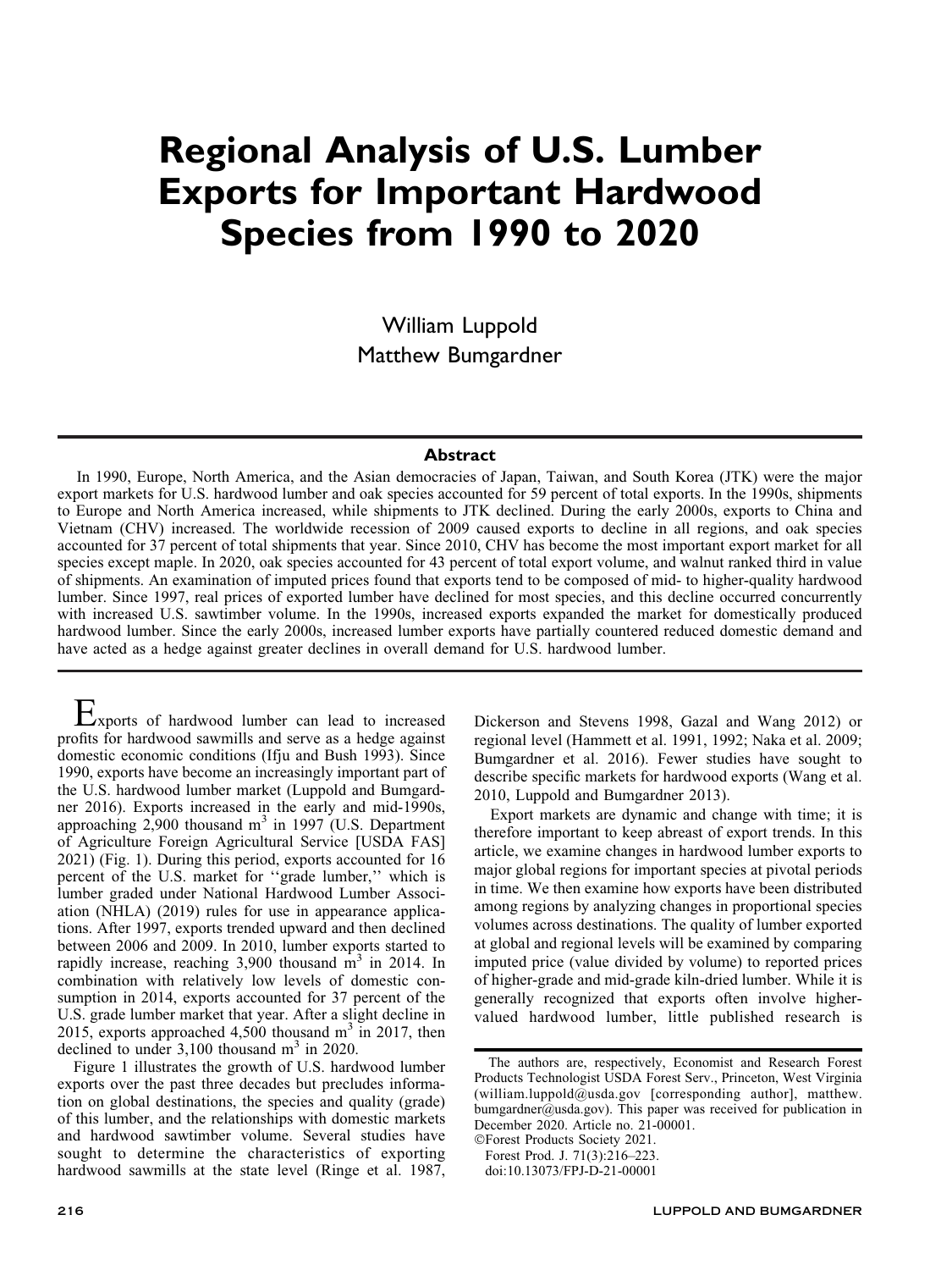# Regional Analysis of U.S. Lumber Exports for Important Hardwood Species from 1990 to 2020

William Luppold
Matthew Bumgardner

## Abstract

In 1990, Europe, North America, and the Asian democracies of Japan, Taiwan, and South Korea (JTK) were the major export markets for U.S. hardwood lumber and oak species accounted for 59 percent of total exports. In the 1990s, shipments to Europe and North America increased, while shipments to JTK declined. During the early 2000s, exports to China and Vietnam (CHV) increased. The worldwide recession of 2009 caused exports to decline in all regions, and oak species accounted for 37 percent of total shipments that year. Since 2010, CHV has become the most important export market for all species except maple. In 2020, oak species accounted for 43 percent of total export volume, and walnut ranked third in value of shipments. An examination of imputed prices found that exports tend to be composed of mid- to higher-quality hardwood lumber. Since 1997, real prices of exported lumber have declined for most species, and this decline occurred concurrently with increased U.S. sawtimber volume. In the 1990s, increased exports expanded the market for domestically produced hardwood lumber. Since the early 2000s, increased lumber exports have partially countered reduced domestic demand and have acted as a hedge against greater declines in overall demand for U.S. hardwood lumber.

---

Exports of hardwood lumber can lead to increased profits for hardwood sawmills and serve as a hedge against domestic economic conditions (Ifju and Bush 1993). Since 1990, exports have become an increasingly important part of the U.S. hardwood lumber market (Luppold and Bumgardner 2016). Exports increased in the early and mid-1990s, approaching 2,900 thousand m$^3$ in 1997 (U.S. Department of Agriculture Foreign Agricultural Service [USDA FAS] 2021) (Fig. 1). During this period, exports accounted for 16 percent of the U.S. market for ''grade lumber,'' which is lumber graded under National Hardwood Lumber Association (NHLA) (2019) rules for use in appearance applications. After 1997, exports trended upward and then declined between 2006 and 2009. In 2010, lumber exports started to rapidly increase, reaching 3,900 thousand m$^3$ in 2014. In combination with relatively low levels of domestic consumption in 2014, exports accounted for 37 percent of the U.S. grade lumber market that year. After a slight decline in 2015, exports approached 4,500 thousand m$^3$ in 2017, then declined to under 3,100 thousand m$^3$ in 2020.

Figure 1 illustrates the growth of U.S. hardwood lumber exports over the past three decades but precludes information on global destinations, the species and quality (grade) of this lumber, and the relationships with domestic markets and hardwood sawtimber volume. Several studies have sought to determine the characteristics of exporting hardwood sawmills at the state level (Ringe et al. 1987, Dickerson and Stevens 1998, Gazal and Wang 2012) or regional level (Hammett et al. 1991, 1992; Naka et al. 2009; Bumgardner et al. 2016). Fewer studies have sought to describe specific markets for hardwood exports (Wang et al. 2010, Luppold and Bumgardner 2013).

Export markets are dynamic and change with time; it is therefore important to keep abreast of export trends. In this article, we examine changes in hardwood lumber exports to major global regions for important species at pivotal periods in time. We then examine how exports have been distributed among regions by analyzing changes in proportional species volumes across destinations. The quality of lumber exported at global and regional levels will be examined by comparing imputed price (value divided by volume) to reported prices of higher-grade and mid-grade kiln-dried lumber. While it is generally recognized that exports often involve higher-valued hardwood lumber, little published research is

The authors are, respectively, Economist and Research Forest Products Technologist USDA Forest Serv., Princeton, West Virginia (william.luppold@usda.gov [corresponding author], matthew.bumgardner@usda.gov). This paper was received for publication in December 2020. Article no. 21-00001.
©Forest Products Society 2021.
Forest Prod. J. 71(3):216–223.
doi:10.13073/FPJ-D-21-00001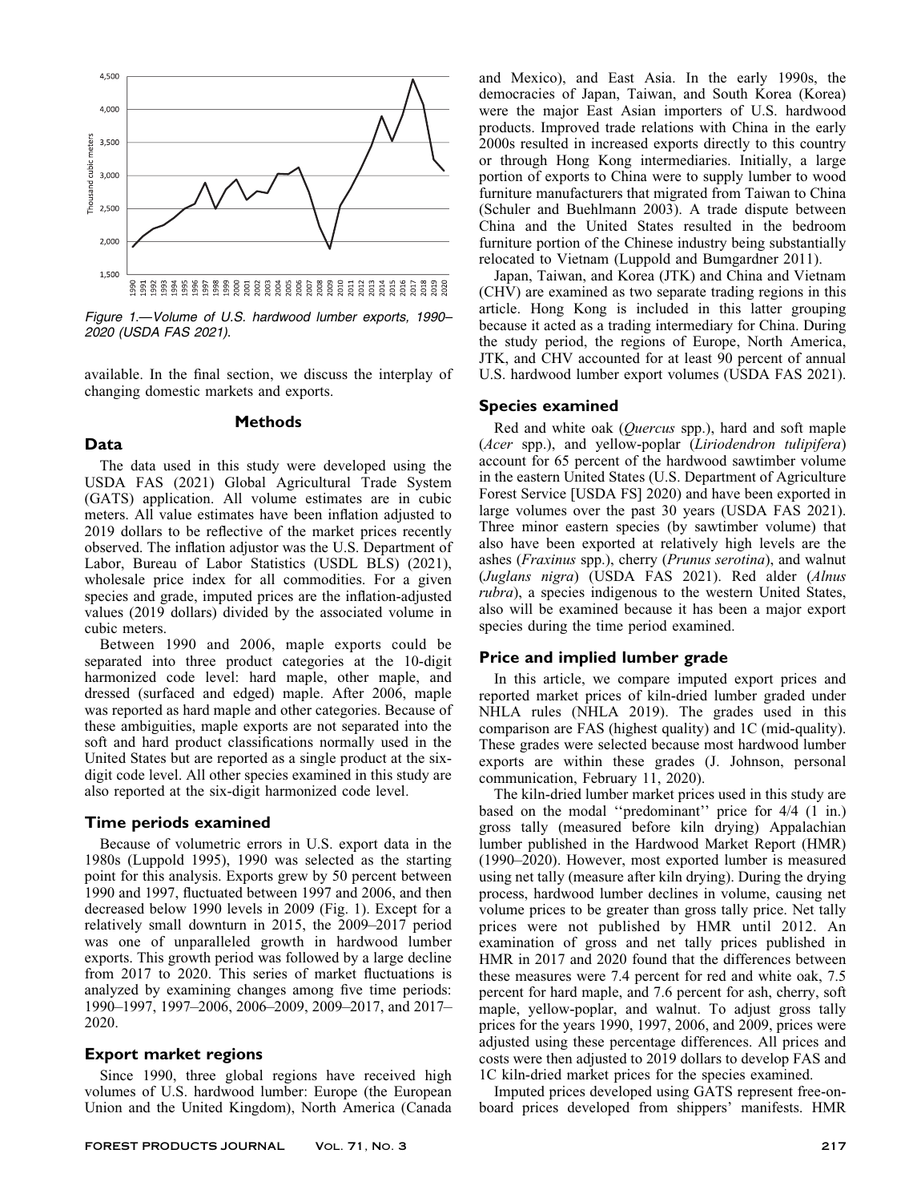Figure 1.—Volume of U.S. hardwood lumber exports, 1990–2020 (USDA FAS 2021).

available. In the final section, we discuss the interplay of changing domestic markets and exports.

## Methods

### Data

The data used in this study were developed using the USDA FAS (2021) Global Agricultural Trade System (GATS) application. All volume estimates are in cubic meters. All value estimates have been inflation adjusted to 2019 dollars to be reflective of the market prices recently observed. The inflation adjustor was the U.S. Department of Labor, Bureau of Labor Statistics (USDL BLS) (2021), wholesale price index for all commodities. For a given species and grade, imputed prices are the inflation-adjusted values (2019 dollars) divided by the associated volume in cubic meters.

Between 1990 and 2006, maple exports could be separated into three product categories at the 10-digit harmonized code level: hard maple, other maple, and dressed (surfaced and edged) maple. After 2006, maple was reported as hard maple and other categories. Because of these ambiguities, maple exports are not separated into the soft and hard product classifications normally used in the United States but are reported as a single product at the six-digit code level. All other species examined in this study are also reported at the six-digit harmonized code level.

### Time periods examined

Because of volumetric errors in U.S. export data in the 1980s (Luppold 1995), 1990 was selected as the starting point for this analysis. Exports grew by 50 percent between 1990 and 1997, fluctuated between 1997 and 2006, and then decreased below 1990 levels in 2009 (Fig. 1). Except for a relatively small downturn in 2015, the 2009–2017 period was one of unparalleled growth in hardwood lumber exports. This growth period was followed by a large decline from 2017 to 2020. This series of market fluctuations is analyzed by examining changes among five time periods: 1990–1997, 1997–2006, 2006–2009, 2009–2017, and 2017–2020.

### Export market regions

Since 1990, three global regions have received high volumes of U.S. hardwood lumber: Europe (the European Union and the United Kingdom), North America (Canada and Mexico), and East Asia. In the early 1990s, the democracies of Japan, Taiwan, and South Korea (Korea) were the major East Asian importers of U.S. hardwood products. Improved trade relations with China in the early 2000s resulted in increased exports directly to this country or through Hong Kong intermediaries. Initially, a large portion of exports to China were to supply lumber to wood furniture manufacturers that migrated from Taiwan to China (Schuler and Buehlmann 2003). A trade dispute between China and the United States resulted in the bedroom furniture portion of the Chinese industry being substantially relocated to Vietnam (Luppold and Bumgardner 2011).

Japan, Taiwan, and Korea (JTK) and China and Vietnam (CHV) are examined as two separate trading regions in this article. Hong Kong is included in this latter grouping because it acted as a trading intermediary for China. During the study period, the regions of Europe, North America, JTK, and CHV accounted for at least 90 percent of annual U.S. hardwood lumber export volumes (USDA FAS 2021).

### Species examined

Red and white oak (*Quercus* spp.), hard and soft maple (*Acer* spp.), and yellow-poplar (*Liriodendron tulipifera*) account for 65 percent of the hardwood sawtimber volume in the eastern United States (U.S. Department of Agriculture Forest Service [USDA FS] 2020) and have been exported in large volumes over the past 30 years (USDA FAS 2021). Three minor eastern species (by sawtimber volume) that also have been exported at relatively high levels are the ashes (*Fraxinus* spp.), cherry (*Prunus serotina*), and walnut (*Juglans nigra*) (USDA FAS 2021). Red alder (*Alnus rubra*), a species indigenous to the western United States, also will be examined because it has been a major export species during the time period examined.

### Price and implied lumber grade

In this article, we compare imputed export prices and reported market prices of kiln-dried lumber graded under NHLA rules (NHLA 2019). The grades used in this comparison are FAS (highest quality) and 1C (mid-quality). These grades were selected because most hardwood lumber exports are within these grades (J. Johnson, personal communication, February 11, 2020).

The kiln-dried lumber market prices used in this study are based on the modal ''predominant'' price for 4/4 (1 in.) gross tally (measured before kiln drying) Appalachian lumber published in the Hardwood Market Report (HMR) (1990–2020). However, most exported lumber is measured using net tally (measure after kiln drying). During the drying process, hardwood lumber declines in volume, causing net volume prices to be greater than gross tally price. Net tally prices were not published by HMR until 2012. An examination of gross and net tally prices published in HMR in 2017 and 2020 found that the differences between these measures were 7.4 percent for red and white oak, 7.5 percent for hard maple, and 7.6 percent for ash, cherry, soft maple, yellow-poplar, and walnut. To adjust gross tally prices for the years 1990, 1997, 2006, and 2009, prices were adjusted using these percentage differences. All prices and costs were then adjusted to 2019 dollars to develop FAS and 1C kiln-dried market prices for the species examined.

Imputed prices developed using GATS represent free-on-board prices developed from shippers' manifests. HMR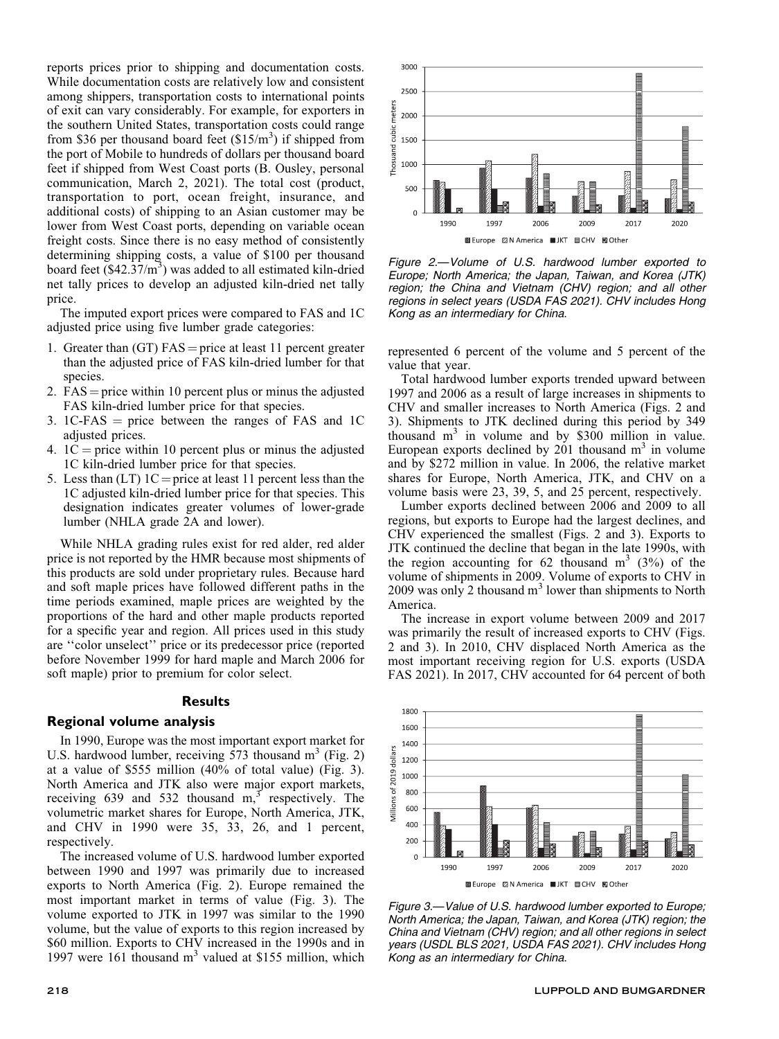reports prices prior to shipping and documentation costs. While documentation costs are relatively low and consistent among shippers, transportation costs to international points of exit can vary considerably. For example, for exporters in the southern United States, transportation costs could range from \$36 per thousand board feet (\$15/$m^3$) if shipped from the port of Mobile to hundreds of dollars per thousand board feet if shipped from West Coast ports (B. Ousley, personal communication, March 2, 2021). The total cost (product, transportation to port, ocean freight, insurance, and additional costs) of shipping to an Asian customer may be lower from West Coast ports, depending on variable ocean freight costs. Since there is no easy method of consistently determining shipping costs, a value of \$100 per thousand board feet (\$42.37/$m^3$) was added to all estimated kiln-dried net tally prices to develop an adjusted kiln-dried net tally price.

The imputed export prices were compared to FAS and 1C adjusted price using five lumber grade categories:

1. Greater than (GT) FAS = price at least 11 percent greater than the adjusted price of FAS kiln-dried lumber for that species.
2. FAS = price within 10 percent plus or minus the adjusted FAS kiln-dried lumber price for that species.
3. 1C-FAS = price between the ranges of FAS and 1C adjusted prices.
4. 1C = price within 10 percent plus or minus the adjusted 1C kiln-dried lumber price for that species.
5. Less than (LT) 1C = price at least 11 percent less than the 1C adjusted kiln-dried lumber price for that species. This designation indicates greater volumes of lower-grade lumber (NHLA grade 2A and lower).

While NHLA grading rules exist for red alder, red alder price is not reported by the HMR because most shipments of this products are sold under proprietary rules. Because hard and soft maple prices have followed different paths in the time periods examined, maple prices are weighted by the proportions of the hard and other maple products reported for a specific year and region. All prices used in this study are ''color unselect'' price or its predecessor price (reported before November 1999 for hard maple and March 2006 for soft maple) prior to premium for color select.

## Results

### Regional volume analysis

In 1990, Europe was the most important export market for U.S. hardwood lumber, receiving 573 thousand $m^3$ (Fig. 2) at a value of \$555 million (40% of total value) (Fig. 3). North America and JTK also were major export markets, receiving 639 and 532 thousand $m^3$, respectively. The volumetric market shares for Europe, North America, JTK, and CHV in 1990 were 35, 33, 26, and 1 percent, respectively.

The increased volume of U.S. hardwood lumber exported between 1990 and 1997 was primarily due to increased exports to North America (Fig. 2). Europe remained the most important market in terms of value (Fig. 3). The volume exported to JTK in 1997 was similar to the 1990 volume, but the value of exports to this region increased by \$60 million. Exports to CHV increased in the 1990s and in 1997 were 161 thousand $m^3$ valued at \$155 million, which represented 6 percent of the volume and 5 percent of the value that year.

*Figure 2.—Volume of U.S. hardwood lumber exported to Europe; North America; the Japan, Taiwan, and Korea (JTK) region; the China and Vietnam (CHV) region; and all other regions in select years (USDA FAS 2021). CHV includes Hong Kong as an intermediary for China.*

Total hardwood lumber exports trended upward between 1997 and 2006 as a result of large increases in shipments to CHV and smaller increases to North America (Figs. 2 and 3). Shipments to JTK declined during this period by 349 thousand $m^3$ in volume and by \$300 million in value. European exports declined by 201 thousand $m^3$ in volume and by \$272 million in value. In 2006, the relative market shares for Europe, North America, JTK, and CHV on a volume basis were 23, 39, 5, and 25 percent, respectively.

Lumber exports declined between 2006 and 2009 to all regions, but exports to Europe had the largest declines, and CHV experienced the smallest (Figs. 2 and 3). Exports to JTK continued the decline that began in the late 1990s, with the region accounting for 62 thousand $m^3$ (3%) of the volume of shipments in 2009. Volume of exports to CHV in 2009 was only 2 thousand $m^3$ lower than shipments to North America.

The increase in export volume between 2009 and 2017 was primarily the result of increased exports to CHV (Figs. 2 and 3). In 2010, CHV displaced North America as the most important receiving region for U.S. exports (USDA FAS 2021). In 2017, CHV accounted for 64 percent of both

*Figure 3.—Value of U.S. hardwood lumber exported to Europe; North America; the Japan, Taiwan, and Korea (JTK) region; the China and Vietnam (CHV) region; and all other regions in select years (USDL BLS 2021, USDA FAS 2021). CHV includes Hong Kong as an intermediary for China.*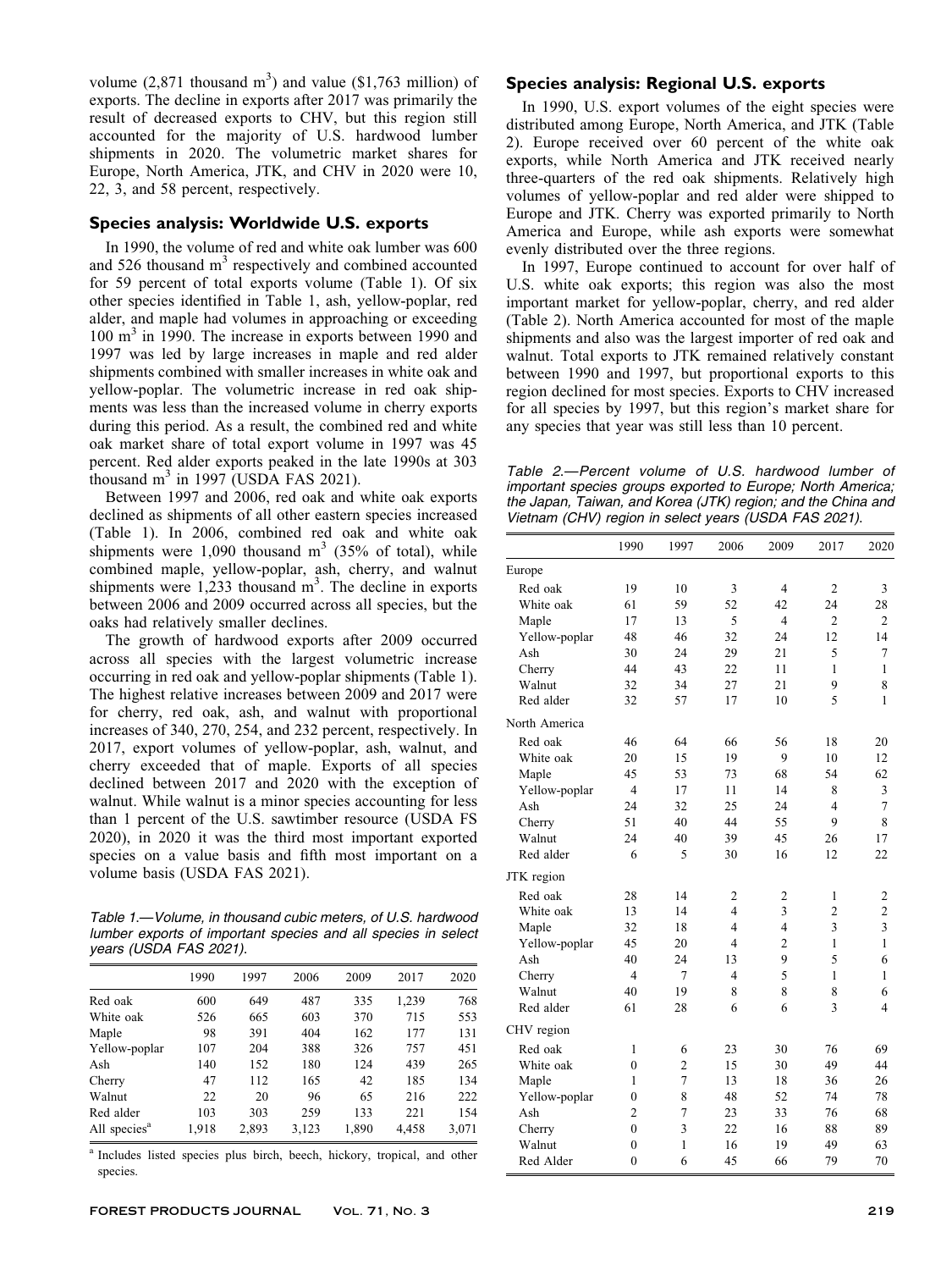volume (2,871 thousand $m^3$) and value ($1,763 million) of exports. The decline in exports after 2017 was primarily the result of decreased exports to CHV, but this region still accounted for the majority of U.S. hardwood lumber shipments in 2020. The volumetric market shares for Europe, North America, JTK, and CHV in 2020 were 10, 22, 3, and 58 percent, respectively.

## Species analysis: Worldwide U.S. exports

In 1990, the volume of red and white oak lumber was 600 and 526 thousand $m^3$ respectively and combined accounted for 59 percent of total exports volume (Table 1). Of six other species identified in Table 1, ash, yellow-poplar, red alder, and maple had volumes in approaching or exceeding 100 $m^3$ in 1990. The increase in exports between 1990 and 1997 was led by large increases in maple and red alder shipments combined with smaller increases in white oak and yellow-poplar. The volumetric increase in red oak shipments was less than the increased volume in cherry exports during this period. As a result, the combined red and white oak market share of total export volume in 1997 was 45 percent. Red alder exports peaked in the late 1990s at 303 thousand $m^3$ in 1997 (USDA FAS 2021).

Between 1997 and 2006, red oak and white oak exports declined as shipments of all other eastern species increased (Table 1). In 2006, combined red oak and white oak shipments were 1,090 thousand $m^3$ (35% of total), while combined maple, yellow-poplar, ash, cherry, and walnut shipments were 1,233 thousand $m^3$. The decline in exports between 2006 and 2009 occurred across all species, but the oaks had relatively smaller declines.

The growth of hardwood exports after 2009 occurred across all species with the largest volumetric increase occurring in red oak and yellow-poplar shipments (Table 1). The highest relative increases between 2009 and 2017 were for cherry, red oak, ash, and walnut with proportional increases of 340, 270, 254, and 232 percent, respectively. In 2017, export volumes of yellow-poplar, ash, walnut, and cherry exceeded that of maple. Exports of all species declined between 2017 and 2020 with the exception of walnut. While walnut is a minor species accounting for less than 1 percent of the U.S. sawtimber resource (USDA FS 2020), in 2020 it was the third most important exported species on a value basis and fifth most important on a volume basis (USDA FAS 2021).

*Table 1.—Volume, in thousand cubic meters, of U.S. hardwood lumber exports of important species and all species in select years (USDA FAS 2021).*

| | 1990 | 1997 | 2006 | 2009 | 2017 | 2020 |
|---|---|---|---|---|---|---|
| Red oak | 600 | 649 | 487 | 335 | 1,239 | 768 |
| White oak | 526 | 665 | 603 | 370 | 715 | 553 |
| Maple | 98 | 391 | 404 | 162 | 177 | 131 |
| Yellow-poplar | 107 | 204 | 388 | 326 | 757 | 451 |
| Ash | 140 | 152 | 180 | 124 | 439 | 265 |
| Cherry | 47 | 112 | 165 | 42 | 185 | 134 |
| Walnut | 22 | 20 | 96 | 65 | 216 | 222 |
| Red alder | 103 | 303 | 259 | 133 | 221 | 154 |
| All species[a] | 1,918 | 2,893 | 3,123 | 1,890 | 4,458 | 3,071 |

[a] Includes listed species plus birch, beech, hickory, tropical, and other species.

## Species analysis: Regional U.S. exports

In 1990, U.S. export volumes of the eight species were distributed among Europe, North America, and JTK (Table 2). Europe received over 60 percent of the white oak exports, while North America and JTK received nearly three-quarters of the red oak shipments. Relatively high volumes of yellow-poplar and red alder were shipped to Europe and JTK. Cherry was exported primarily to North America and Europe, while ash exports were somewhat evenly distributed over the three regions.

In 1997, Europe continued to account for over half of U.S. white oak exports; this region was also the most important market for yellow-poplar, cherry, and red alder (Table 2). North America accounted for most of the maple shipments and also was the largest importer of red oak and walnut. Total exports to JTK remained relatively constant between 1990 and 1997, but proportional exports to this region declined for most species. Exports to CHV increased for all species by 1997, but this region's market share for any species that year was still less than 10 percent.

*Table 2.—Percent volume of U.S. hardwood lumber of important species groups exported to Europe; North America; the Japan, Taiwan, and Korea (JTK) region; and the China and Vietnam (CHV) region in select years (USDA FAS 2021).*

| | 1990 | 1997 | 2006 | 2009 | 2017 | 2020 |
|---|---|---|---|---|---|---|
| Europe | | | | | | |
| Red oak | 19 | 10 | 3 | 4 | 2 | 3 |
| White oak | 61 | 59 | 52 | 42 | 24 | 28 |
| Maple | 17 | 13 | 5 | 4 | 2 | 2 |
| Yellow-poplar | 48 | 46 | 32 | 24 | 12 | 14 |
| Ash | 30 | 24 | 29 | 21 | 5 | 7 |
| Cherry | 44 | 43 | 22 | 11 | 1 | 1 |
| Walnut | 32 | 34 | 27 | 21 | 9 | 8 |
| Red alder | 32 | 57 | 17 | 10 | 5 | 1 |
| North America | | | | | | |
| Red oak | 46 | 64 | 66 | 56 | 18 | 20 |
| White oak | 20 | 15 | 19 | 9 | 10 | 12 |
| Maple | 45 | 53 | 73 | 68 | 54 | 62 |
| Yellow-poplar | 4 | 17 | 11 | 14 | 8 | 3 |
| Ash | 24 | 32 | 25 | 24 | 4 | 7 |
| Cherry | 51 | 40 | 44 | 55 | 9 | 8 |
| Walnut | 24 | 40 | 39 | 45 | 26 | 17 |
| Red alder | 6 | 5 | 30 | 16 | 12 | 22 |
| JTK region | | | | | | |
| Red oak | 28 | 14 | 2 | 2 | 1 | 2 |
| White oak | 13 | 14 | 4 | 3 | 2 | 2 |
| Maple | 32 | 18 | 4 | 4 | 3 | 3 |
| Yellow-poplar | 45 | 20 | 4 | 2 | 1 | 1 |
| Ash | 40 | 24 | 13 | 9 | 5 | 6 |
| Cherry | 4 | 7 | 4 | 5 | 1 | 1 |
| Walnut | 40 | 19 | 8 | 8 | 8 | 6 |
| Red alder | 61 | 28 | 6 | 6 | 3 | 4 |
| CHV region | | | | | | |
| Red oak | 1 | 6 | 23 | 30 | 76 | 69 |
| White oak | 0 | 2 | 15 | 30 | 49 | 44 |
| Maple | 1 | 7 | 13 | 18 | 36 | 26 |
| Yellow-poplar | 0 | 8 | 48 | 52 | 74 | 78 |
| Ash | 2 | 7 | 23 | 33 | 76 | 68 |
| Cherry | 0 | 3 | 22 | 16 | 88 | 89 |
| Walnut | 0 | 1 | 16 | 19 | 49 | 63 |
| Red Alder | 0 | 6 | 45 | 66 | 79 | 70 |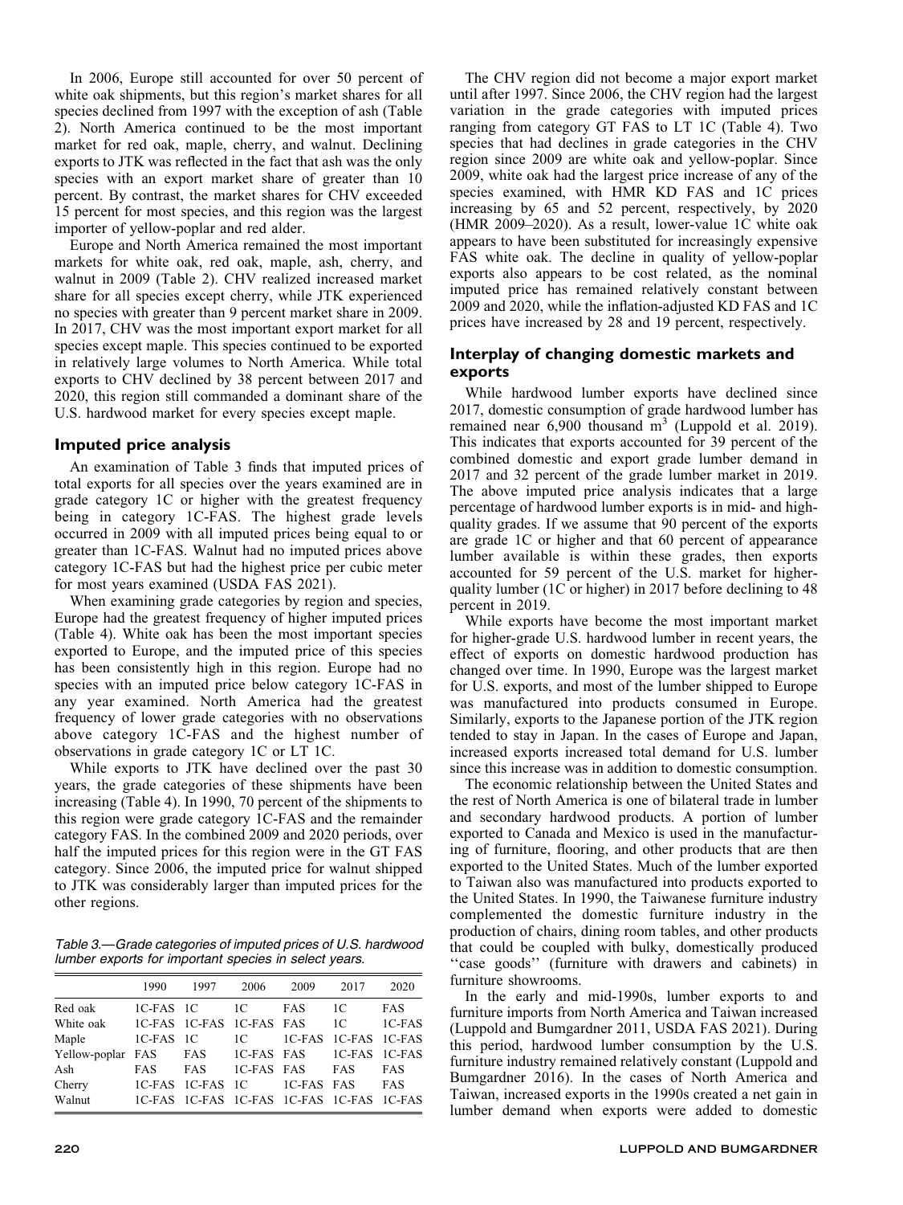In 2006, Europe still accounted for over 50 percent of white oak shipments, but this region's market shares for all species declined from 1997 with the exception of ash (Table 2). North America continued to be the most important market for red oak, maple, cherry, and walnut. Declining exports to JTK was reflected in the fact that ash was the only species with an export market share of greater than 10 percent. By contrast, the market shares for CHV exceeded 15 percent for most species, and this region was the largest importer of yellow-poplar and red alder.

Europe and North America remained the most important markets for white oak, red oak, maple, ash, cherry, and walnut in 2009 (Table 2). CHV realized increased market share for all species except cherry, while JTK experienced no species with greater than 9 percent market share in 2009. In 2017, CHV was the most important export market for all species except maple. This species continued to be exported in relatively large volumes to North America. While total exports to CHV declined by 38 percent between 2017 and 2020, this region still commanded a dominant share of the U.S. hardwood market for every species except maple.

## Imputed price analysis

An examination of Table 3 finds that imputed prices of total exports for all species over the years examined are in grade category 1C or higher with the greatest frequency being in category 1C-FAS. The highest grade levels occurred in 2009 with all imputed prices being equal to or greater than 1C-FAS. Walnut had no imputed prices above category 1C-FAS but had the highest price per cubic meter for most years examined (USDA FAS 2021).

When examining grade categories by region and species, Europe had the greatest frequency of higher imputed prices (Table 4). White oak has been the most important species exported to Europe, and the imputed price of this species has been consistently high in this region. Europe had no species with an imputed price below category 1C-FAS in any year examined. North America had the greatest frequency of lower grade categories with no observations above category 1C-FAS and the highest number of observations in grade category 1C or LT 1C.

While exports to JTK have declined over the past 30 years, the grade categories of these shipments have been increasing (Table 4). In 1990, 70 percent of the shipments to this region were grade category 1C-FAS and the remainder category FAS. In the combined 2009 and 2020 periods, over half the imputed prices for this region were in the GT FAS category. Since 2006, the imputed price for walnut shipped to JTK was considerably larger than imputed prices for the other regions.

*Table 3.—Grade categories of imputed prices of U.S. hardwood lumber exports for important species in select years.*

| | 1990 | 1997 | 2006 | 2009 | 2017 | 2020 |
|---|---|---|---|---|---|---|
| Red oak | 1C-FAS | 1C | 1C | FAS | 1C | FAS |
| White oak | 1C-FAS | 1C-FAS | 1C-FAS | FAS | 1C | 1C-FAS |
| Maple | 1C-FAS | 1C | 1C | 1C-FAS | 1C-FAS | 1C-FAS |
| Yellow-poplar | FAS | FAS | 1C-FAS | FAS | 1C-FAS | 1C-FAS |
| Ash | FAS | FAS | 1C-FAS | FAS | FAS | FAS |
| Cherry | 1C-FAS | 1C-FAS | 1C | 1C-FAS | FAS | FAS |
| Walnut | 1C-FAS | 1C-FAS | 1C-FAS | 1C-FAS | 1C-FAS | 1C-FAS |

The CHV region did not become a major export market until after 1997. Since 2006, the CHV region had the largest variation in the grade categories with imputed prices ranging from category GT FAS to LT 1C (Table 4). Two species that had declines in grade categories in the CHV region since 2009 are white oak and yellow-poplar. Since 2009, white oak had the largest price increase of any of the species examined, with HMR KD FAS and 1C prices increasing by 65 and 52 percent, respectively, by 2020 (HMR 2009–2020). As a result, lower-value 1C white oak appears to have been substituted for increasingly expensive FAS white oak. The decline in quality of yellow-poplar exports also appears to be cost related, as the nominal imputed price has remained relatively constant between 2009 and 2020, while the inflation-adjusted KD FAS and 1C prices have increased by 28 and 19 percent, respectively.

## Interplay of changing domestic markets and exports

While hardwood lumber exports have declined since 2017, domestic consumption of grade hardwood lumber has remained near 6,900 thousand $m^3$ (Luppold et al. 2019). This indicates that exports accounted for 39 percent of the combined domestic and export grade lumber demand in 2017 and 32 percent of the grade lumber market in 2019. The above imputed price analysis indicates that a large percentage of hardwood lumber exports is in mid- and high-quality grades. If we assume that 90 percent of the exports are grade 1C or higher and that 60 percent of appearance lumber available is within these grades, then exports accounted for 59 percent of the U.S. market for higher-quality lumber (1C or higher) in 2017 before declining to 48 percent in 2019.

While exports have become the most important market for higher-grade U.S. hardwood lumber in recent years, the effect of exports on domestic hardwood production has changed over time. In 1990, Europe was the largest market for U.S. exports, and most of the lumber shipped to Europe was manufactured into products consumed in Europe. Similarly, exports to the Japanese portion of the JTK region tended to stay in Japan. In the cases of Europe and Japan, increased exports increased total demand for U.S. lumber since this increase was in addition to domestic consumption.

The economic relationship between the United States and the rest of North America is one of bilateral trade in lumber and secondary hardwood products. A portion of lumber exported to Canada and Mexico is used in the manufacturing of furniture, flooring, and other products that are then exported to the United States. Much of the lumber exported to Taiwan also was manufactured into products exported to the United States. In 1990, the Taiwanese furniture industry complemented the domestic furniture industry in the production of chairs, dining room tables, and other products that could be coupled with bulky, domestically produced "case goods" (furniture with drawers and cabinets) in furniture showrooms.

In the early and mid-1990s, lumber exports to and furniture imports from North America and Taiwan increased (Luppold and Bumgardner 2011, USDA FAS 2021). During this period, hardwood lumber consumption by the U.S. furniture industry remained relatively constant (Luppold and Bumgardner 2016). In the cases of North America and Taiwan, increased exports in the 1990s created a net gain in lumber demand when exports were added to domestic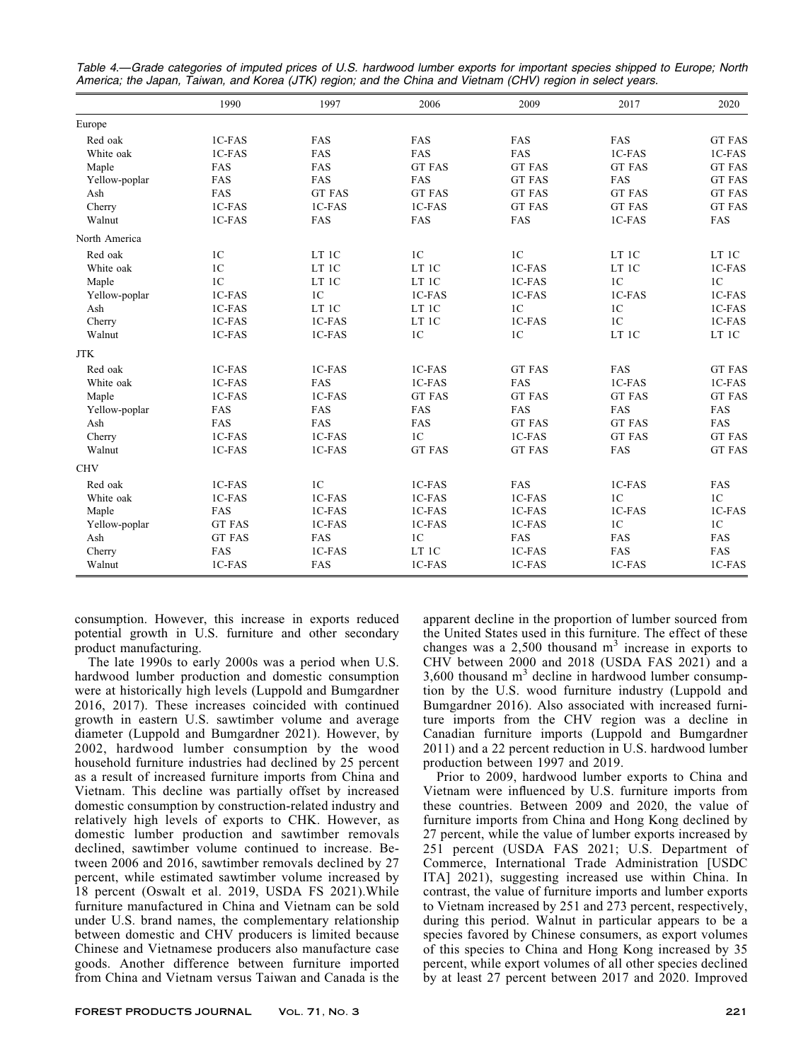*Table 4.—Grade categories of imputed prices of U.S. hardwood lumber exports for important species shipped to Europe; North America; the Japan, Taiwan, and Korea (JTK) region; and the China and Vietnam (CHV) region in select years.*

| | 1990 | 1997 | 2006 | 2009 | 2017 | 2020 |
|---|---|---|---|---|---|---|
| Europe | | | | | | |
| Red oak | 1C-FAS | FAS | FAS | FAS | FAS | GT FAS |
| White oak | 1C-FAS | FAS | FAS | FAS | 1C-FAS | 1C-FAS |
| Maple | FAS | FAS | GT FAS | GT FAS | GT FAS | GT FAS |
| Yellow-poplar | FAS | FAS | FAS | GT FAS | FAS | GT FAS |
| Ash | FAS | GT FAS | GT FAS | GT FAS | GT FAS | GT FAS |
| Cherry | 1C-FAS | 1C-FAS | 1C-FAS | GT FAS | GT FAS | GT FAS |
| Walnut | 1C-FAS | FAS | FAS | FAS | 1C-FAS | FAS |
| North America | | | | | | |
| Red oak | 1C | LT 1C | 1C | 1C | LT 1C | LT 1C |
| White oak | 1C | LT 1C | LT 1C | 1C-FAS | LT 1C | 1C-FAS |
| Maple | 1C | LT 1C | LT 1C | 1C-FAS | 1C | 1C |
| Yellow-poplar | 1C-FAS | 1C | 1C-FAS | 1C-FAS | 1C-FAS | 1C-FAS |
| Ash | 1C-FAS | LT 1C | LT 1C | 1C | 1C | 1C-FAS |
| Cherry | 1C-FAS | 1C-FAS | LT 1C | 1C-FAS | 1C | 1C-FAS |
| Walnut | 1C-FAS | 1C-FAS | 1C | 1C | LT 1C | LT 1C |
| JTK | | | | | | |
| Red oak | 1C-FAS | 1C-FAS | 1C-FAS | GT FAS | FAS | GT FAS |
| White oak | 1C-FAS | FAS | 1C-FAS | FAS | 1C-FAS | 1C-FAS |
| Maple | 1C-FAS | 1C-FAS | GT FAS | GT FAS | GT FAS | GT FAS |
| Yellow-poplar | FAS | FAS | FAS | FAS | FAS | FAS |
| Ash | FAS | FAS | FAS | GT FAS | GT FAS | FAS |
| Cherry | 1C-FAS | 1C-FAS | 1C | 1C-FAS | GT FAS | GT FAS |
| Walnut | 1C-FAS | 1C-FAS | GT FAS | GT FAS | FAS | GT FAS |
| CHV | | | | | | |
| Red oak | 1C-FAS | 1C | 1C-FAS | FAS | 1C-FAS | FAS |
| White oak | 1C-FAS | 1C-FAS | 1C-FAS | 1C-FAS | 1C | 1C |
| Maple | FAS | 1C-FAS | 1C-FAS | 1C-FAS | 1C-FAS | 1C-FAS |
| Yellow-poplar | GT FAS | 1C-FAS | 1C-FAS | 1C-FAS | 1C | 1C |
| Ash | GT FAS | FAS | 1C | FAS | FAS | FAS |
| Cherry | FAS | 1C-FAS | LT 1C | 1C-FAS | FAS | FAS |
| Walnut | 1C-FAS | FAS | 1C-FAS | 1C-FAS | 1C-FAS | 1C-FAS |

consumption. However, this increase in exports reduced potential growth in U.S. furniture and other secondary product manufacturing.

The late 1990s to early 2000s was a period when U.S. hardwood lumber production and domestic consumption were at historically high levels (Luppold and Bumgardner 2016, 2017). These increases coincided with continued growth in eastern U.S. sawtimber volume and average diameter (Luppold and Bumgardner 2021). However, by 2002, hardwood lumber consumption by the wood household furniture industries had declined by 25 percent as a result of increased furniture imports from China and Vietnam. This decline was partially offset by increased domestic consumption by construction-related industry and relatively high levels of exports to CHK. However, as domestic lumber production and sawtimber removals declined, sawtimber volume continued to increase. Between 2006 and 2016, sawtimber removals declined by 27 percent, while estimated sawtimber volume increased by 18 percent (Oswalt et al. 2019, USDA FS 2021).While furniture manufactured in China and Vietnam can be sold under U.S. brand names, the complementary relationship between domestic and CHV producers is limited because Chinese and Vietnamese producers also manufacture case goods. Another difference between furniture imported from China and Vietnam versus Taiwan and Canada is the apparent decline in the proportion of lumber sourced from the United States used in this furniture. The effect of these changes was a 2,500 thousand $m^3$ increase in exports to CHV between 2000 and 2018 (USDA FAS 2021) and a 3,600 thousand $m^3$ decline in hardwood lumber consumption by the U.S. wood furniture industry (Luppold and Bumgardner 2016). Also associated with increased furniture imports from the CHV region was a decline in Canadian furniture imports (Luppold and Bumgardner 2011) and a 22 percent reduction in U.S. hardwood lumber production between 1997 and 2019.

Prior to 2009, hardwood lumber exports to China and Vietnam were influenced by U.S. furniture imports from these countries. Between 2009 and 2020, the value of furniture imports from China and Hong Kong declined by 27 percent, while the value of lumber exports increased by 251 percent (USDA FAS 2021; U.S. Department of Commerce, International Trade Administration [USDC ITA] 2021), suggesting increased use within China. In contrast, the value of furniture imports and lumber exports to Vietnam increased by 251 and 273 percent, respectively, during this period. Walnut in particular appears to be a species favored by Chinese consumers, as export volumes of this species to China and Hong Kong increased by 35 percent, while export volumes of all other species declined by at least 27 percent between 2017 and 2020. Improved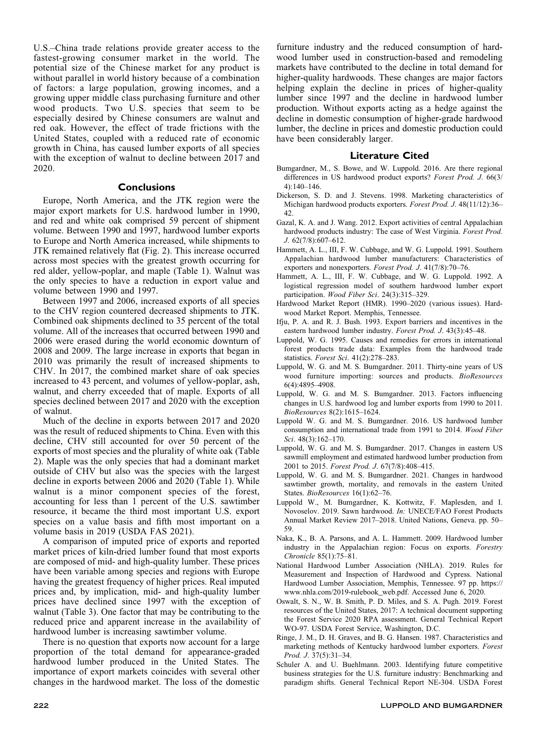U.S.–China trade relations provide greater access to the fastest-growing consumer market in the world. The potential size of the Chinese market for any product is without parallel in world history because of a combination of factors: a large population, growing incomes, and a growing upper middle class purchasing furniture and other wood products. Two U.S. species that seem to be especially desired by Chinese consumers are walnut and red oak. However, the effect of trade frictions with the United States, coupled with a reduced rate of economic growth in China, has caused lumber exports of all species with the exception of walnut to decline between 2017 and 2020.

## Conclusions

Europe, North America, and the JTK region were the major export markets for U.S. hardwood lumber in 1990, and red and white oak comprised 59 percent of shipment volume. Between 1990 and 1997, hardwood lumber exports to Europe and North America increased, while shipments to JTK remained relatively flat (Fig. 2). This increase occurred across most species with the greatest growth occurring for red alder, yellow-poplar, and maple (Table 1). Walnut was the only species to have a reduction in export value and volume between 1990 and 1997.

Between 1997 and 2006, increased exports of all species to the CHV region countered decreased shipments to JTK. Combined oak shipments declined to 35 percent of the total volume. All of the increases that occurred between 1990 and 2006 were erased during the world economic downturn of 2008 and 2009. The large increase in exports that began in 2010 was primarily the result of increased shipments to CHV. In 2017, the combined market share of oak species increased to 43 percent, and volumes of yellow-poplar, ash, walnut, and cherry exceeded that of maple. Exports of all species declined between 2017 and 2020 with the exception of walnut.

Much of the decline in exports between 2017 and 2020 was the result of reduced shipments to China. Even with this decline, CHV still accounted for over 50 percent of the exports of most species and the plurality of white oak (Table 2). Maple was the only species that had a dominant market outside of CHV but also was the species with the largest decline in exports between 2006 and 2020 (Table 1). While walnut is a minor component species of the forest, accounting for less than 1 percent of the U.S. sawtimber resource, it became the third most important U.S. export species on a value basis and fifth most important on a volume basis in 2019 (USDA FAS 2021).

A comparison of imputed price of exports and reported market prices of kiln-dried lumber found that most exports are composed of mid- and high-quality lumber. These prices have been variable among species and regions with Europe having the greatest frequency of higher prices. Real imputed prices and, by implication, mid- and high-quality lumber prices have declined since 1997 with the exception of walnut (Table 3). One factor that may be contributing to the reduced price and apparent increase in the availability of hardwood lumber is increasing sawtimber volume.

There is no question that exports now account for a large proportion of the total demand for appearance-graded hardwood lumber produced in the United States. The importance of export markets coincides with several other changes in the hardwood market. The loss of the domestic furniture industry and the reduced consumption of hardwood lumber used in construction-based and remodeling markets have contributed to the decline in total demand for higher-quality hardwoods. These changes are major factors helping explain the decline in prices of higher-quality lumber since 1997 and the decline in hardwood lumber production. Without exports acting as a hedge against the decline in domestic consumption of higher-grade hardwood lumber, the decline in prices and domestic production could have been considerably larger.

## Literature Cited

Bumgardner, M., S. Bowe, and W. Luppold. 2016. Are there regional differences in US hardwood product exports? *Forest Prod. J.* 66(3/4):140–146.

Dickerson, S. D. and J. Stevens. 1998. Marketing characteristics of Michigan hardwood products exporters. *Forest Prod. J.* 48(11/12):36–42.

Gazal, K. A. and J. Wang. 2012. Export activities of central Appalachian hardwood products industry: The case of West Virginia. *Forest Prod. J.* 62(7/8):607–612.

Hammett, A. L., III, F. W. Cubbage, and W. G. Luppold. 1991. Southern Appalachian hardwood lumber manufacturers: Characteristics of exporters and nonexporters. *Forest Prod. J.* 41(7/8):70–76.

Hammett, A. L., III, F. W. Cubbage, and W. G. Luppold. 1992. A logistical regression model of southern hardwood lumber export participation. *Wood Fiber Sci*. 24(3):315–329.

Hardwood Market Report (HMR). 1990–2020 (various issues). Hardwood Market Report. Memphis, Tennessee.

Ifju, P. A. and R. J. Bush. 1993. Export barriers and incentives in the eastern hardwood lumber industry. *Forest Prod. J.* 43(3):45–48.

Luppold, W. G. 1995. Causes and remedies for errors in international forest products trade data: Examples from the hardwood trade statistics. *Forest Sci*. 41(2):278–283.

Luppold, W. G. and M. S. Bumgardner. 2011. Thirty-nine years of US wood furniture importing: sources and products. *BioResources* 6(4):4895–4908.

Luppold, W. G. and M. S. Bumgardner. 2013. Factors influencing changes in U.S. hardwood log and lumber exports from 1990 to 2011. *BioResources* 8(2):1615–1624.

Luppold W. G. and M. S. Bumgardner. 2016. US hardwood lumber consumption and international trade from 1991 to 2014. *Wood Fiber Sci*. 48(3):162–170.

Luppold, W. G. and M. S. Bumgardner. 2017. Changes in eastern US sawmill employment and estimated hardwood lumber production from 2001 to 2015. *Forest Prod. J.* 67(7/8):408–415.

Luppold, W. G. and M. S. Bumgardner. 2021. Changes in hardwood sawtimber growth, mortality, and removals in the eastern United States. *BioResources* 16(1):62–76.

Luppold W., M. Bumgardner, K. Kottwitz, F. Maplesden, and I. Novoselov. 2019. Sawn hardwood. *In:* UNECE/FAO Forest Products Annual Market Review 2017–2018. United Nations, Geneva. pp. 50–59.

Naka, K., B. A. Parsons, and A. L. Hammett. 2009. Hardwood lumber industry in the Appalachian region: Focus on exports. *Forestry Chronicle* 85(1):75–81.

National Hardwood Lumber Association (NHLA). 2019. Rules for Measurement and Inspection of Hardwood and Cypress. National Hardwood Lumber Association, Memphis, Tennessee. 97 pp. https://www.nhla.com/2019-rulebook_web.pdf. Accessed June 6, 2020.

Oswalt, S. N., W. B. Smith, P. D. Miles, and S. A. Pugh. 2019. Forest resources of the United States, 2017: A technical document supporting the Forest Service 2020 RPA assessment. General Technical Report WO-97. USDA Forest Service, Washington, D.C.

Ringe, J. M., D. H. Graves, and B. G. Hansen. 1987. Characteristics and marketing methods of Kentucky hardwood lumber exporters. *Forest Prod. J.* 37(5):31–34.

Schuler A. and U. Buehlmann. 2003. Identifying future competitive business strategies for the U.S. furniture industry: Benchmarking and paradigm shifts. General Technical Report NE-304. USDA Forest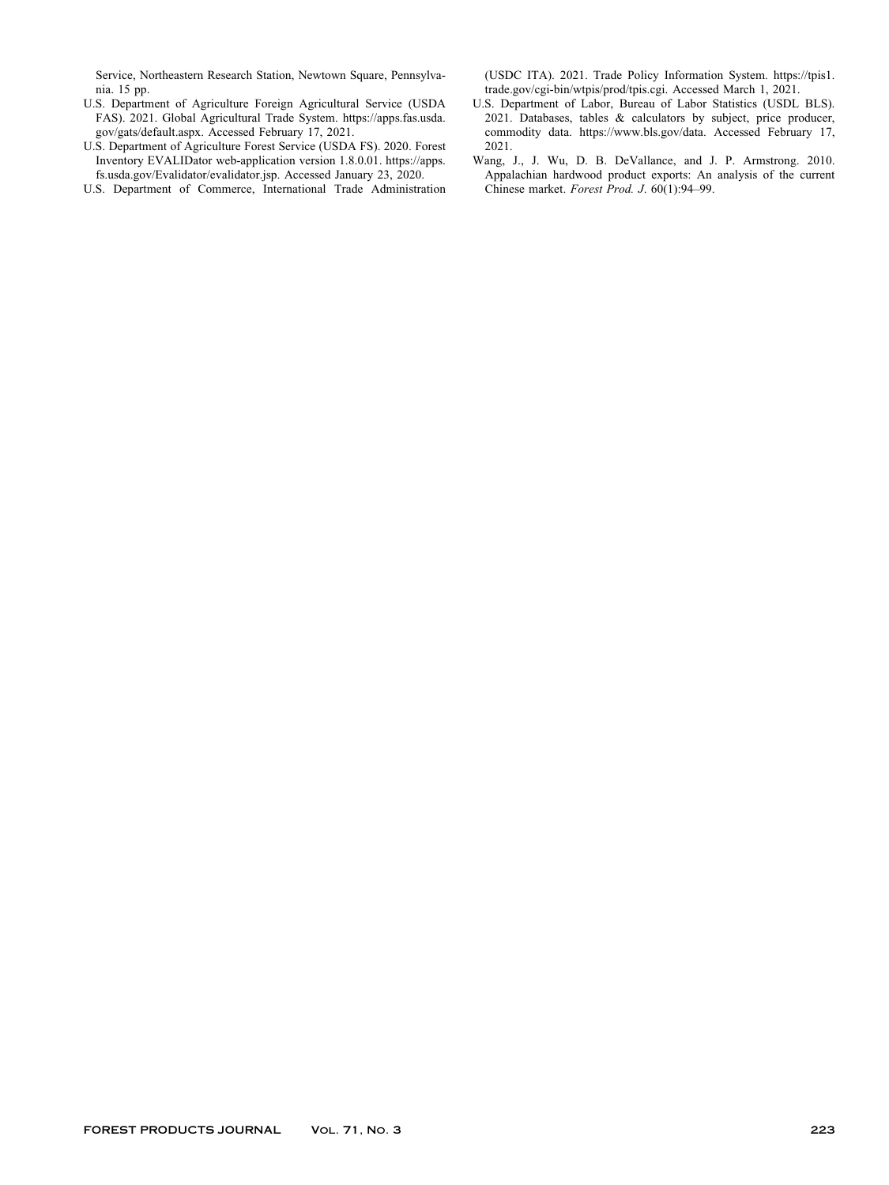Service, Northeastern Research Station, Newtown Square, Pennsylvania. 15 pp.

U.S. Department of Agriculture Foreign Agricultural Service (USDA FAS). 2021. Global Agricultural Trade System. https://apps.fas.usda.gov/gats/default.aspx. Accessed February 17, 2021.

U.S. Department of Agriculture Forest Service (USDA FS). 2020. Forest Inventory EVALIDator web-application version 1.8.0.01. https://apps.fs.usda.gov/Evalidator/evalidator.jsp. Accessed January 23, 2020.

U.S. Department of Commerce, International Trade Administration (USDC ITA). 2021. Trade Policy Information System. https://tpis1.trade.gov/cgi-bin/wtpis/prod/tpis.cgi. Accessed March 1, 2021.

U.S. Department of Labor, Bureau of Labor Statistics (USDL BLS). 2021. Databases, tables & calculators by subject, price producer, commodity data. https://www.bls.gov/data. Accessed February 17, 2021.

Wang, J., J. Wu, D. B. DeVallance, and J. P. Armstrong. 2010. Appalachian hardwood product exports: An analysis of the current Chinese market. *Forest Prod. J*. 60(1):94–99.